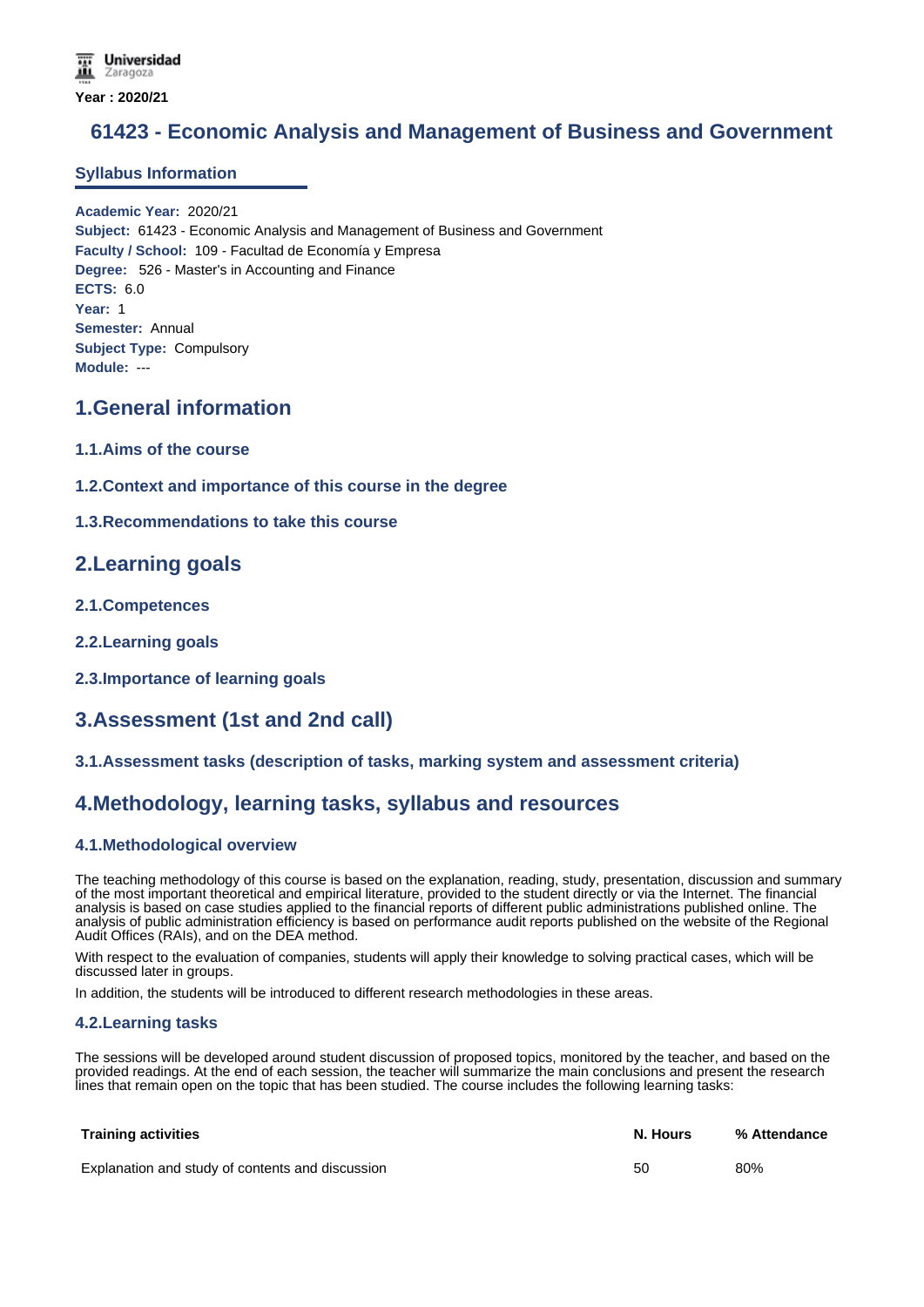Year : 2020/21

# 61423 - Economic Analysis and Management of Business and Government

## Syllabus Information

**Academic Year:** 2020/21
**Subject:** 61423 - Economic Analysis and Management of Business and Government
**Faculty / School:** 109 - Facultad de Economía y Empresa
**Degree:** 526 - Master's in Accounting and Finance
**ECTS:** 6.0
**Year:** 1
**Semester:** Annual
**Subject Type:** Compulsory
**Module:** ---

## 1.General information

### 1.1.Aims of the course

### 1.2.Context and importance of this course in the degree

### 1.3.Recommendations to take this course

## 2.Learning goals

### 2.1.Competences

### 2.2.Learning goals

### 2.3.Importance of learning goals

## 3.Assessment (1st and 2nd call)

### 3.1.Assessment tasks (description of tasks, marking system and assessment criteria)

## 4.Methodology, learning tasks, syllabus and resources

### 4.1.Methodological overview

The teaching methodology of this course is based on the explanation, reading, study, presentation, discussion and summary of the most important theoretical and empirical literature, provided to the student directly or via the Internet. The financial analysis is based on case studies applied to the financial reports of different public administrations published online. The analysis of public administration efficiency is based on performance audit reports published on the website of the Regional Audit Offices (RAIs), and on the DEA method.

With respect to the evaluation of companies, students will apply their knowledge to solving practical cases, which will be discussed later in groups.

In addition, the students will be introduced to different research methodologies in these areas.

### 4.2.Learning tasks

The sessions will be developed around student discussion of proposed topics, monitored by the teacher, and based on the provided readings. At the end of each session, the teacher will summarize the main conclusions and present the research lines that remain open on the topic that has been studied. The course includes the following learning tasks:

| Training activities | N. Hours | % Attendance |
| --- | --- | --- |
| Explanation and study of contents and discussion | 50 | 80% |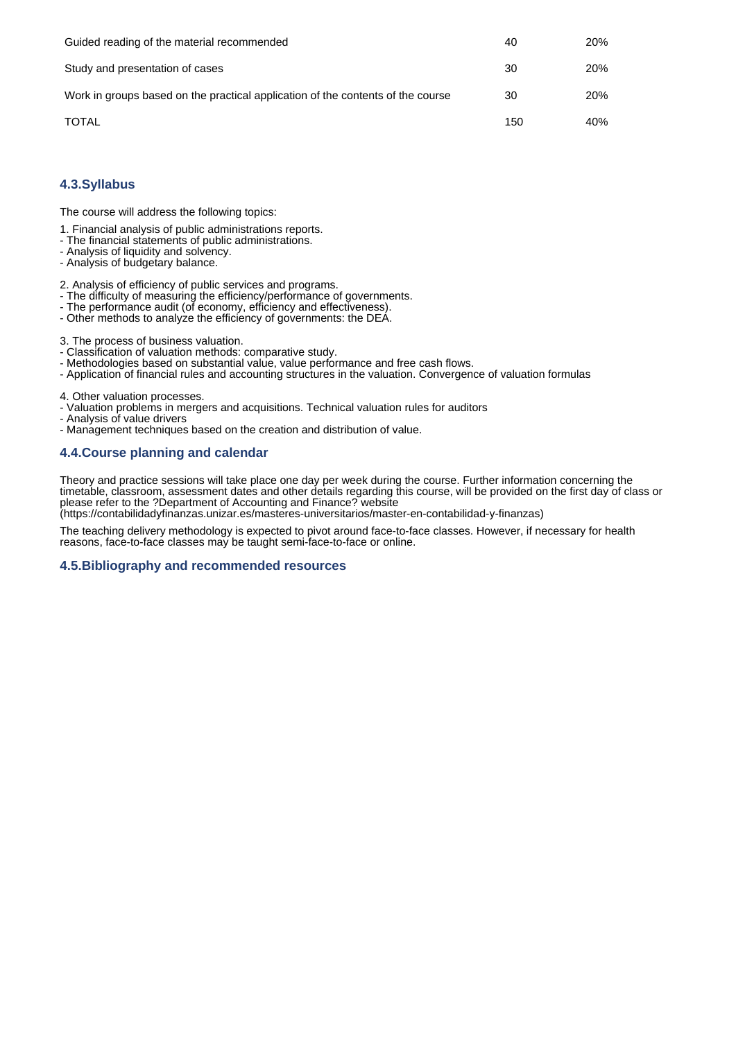| | | |
|---|---|---|
| Guided reading of the material recommended | 40 | 20% |
| Study and presentation of cases | 30 | 20% |
| Work in groups based on the practical application of the contents of the course | 30 | 20% |
| TOTAL | 150 | 40% |

### 4.3.Syllabus

The course will address the following topics:

1. Financial analysis of public administrations reports.
- The financial statements of public administrations.
- Analysis of liquidity and solvency.
- Analysis of budgetary balance.

2. Analysis of efficiency of public services and programs.
- The difficulty of measuring the efficiency/performance of governments.
- The performance audit (of economy, efficiency and effectiveness).
- Other methods to analyze the efficiency of governments: the DEA.

3. The process of business valuation.
- Classification of valuation methods: comparative study.
- Methodologies based on substantial value, value performance and free cash flows.
- Application of financial rules and accounting structures in the valuation. Convergence of valuation formulas

4. Other valuation processes.
- Valuation problems in mergers and acquisitions. Technical valuation rules for auditors
- Analysis of value drivers
- Management techniques based on the creation and distribution of value.

### 4.4.Course planning and calendar

Theory and practice sessions will take place one day per week during the course. Further information concerning the timetable, classroom, assessment dates and other details regarding this course, will be provided on the first day of class or please refer to the ?Department of Accounting and Finance? website (https://contabilidadyfinanzas.unizar.es/masteres-universitarios/master-en-contabilidad-y-finanzas)

The teaching delivery methodology is expected to pivot around face-to-face classes. However, if necessary for health reasons, face-to-face classes may be taught semi-face-to-face or online.

### 4.5.Bibliography and recommended resources